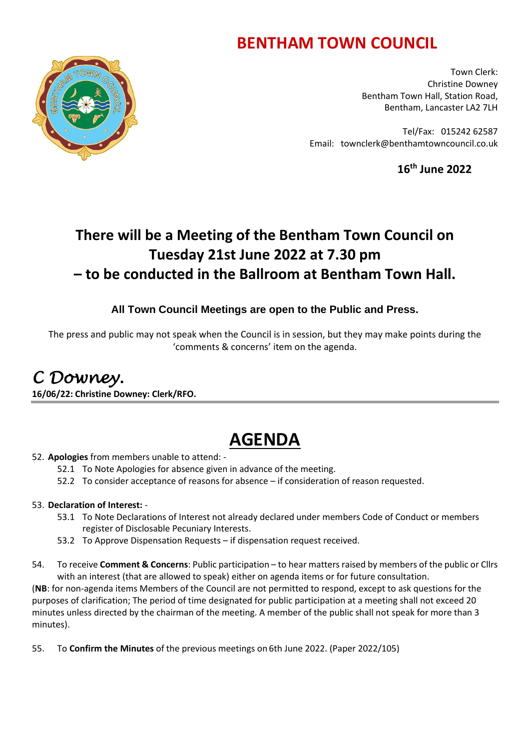# BENTHAM TOWN COUNCIL

Town Clerk:
Christine Downey
Bentham Town Hall, Station Road,
Bentham, Lancaster LA2 7LH

Tel/Fax: 015242 62587
Email: townclerk@benthamtowncouncil.co.uk

**16th June 2022**

## There will be a Meeting of the Bentham Town Council on Tuesday 21st June 2022 at 7.30 pm – to be conducted in the Ballroom at Bentham Town Hall.

**All Town Council Meetings are open to the Public and Press.**

The press and public may not speak when the Council is in session, but they may make points during the 'comments & concerns' item on the agenda.

*C Downey.*
**16/06/22: Christine Downey: Clerk/RFO.**

---

# AGENDA

52. **Apologies** from members unable to attend: -
    - 52.1 To Note Apologies for absence given in advance of the meeting.
    - 52.2 To consider acceptance of reasons for absence – if consideration of reason requested.

53. **Declaration of Interest:** -
    - 53.1 To Note Declarations of Interest not already declared under members Code of Conduct or members register of Disclosable Pecuniary Interests.
    - 53.2 To Approve Dispensation Requests – if dispensation request received.

54. To receive **Comment & Concerns**: Public participation – to hear matters raised by members of the public or Cllrs with an interest (that are allowed to speak) either on agenda items or for future consultation.

(**NB**: for non-agenda items Members of the Council are not permitted to respond, except to ask questions for the purposes of clarification; The period of time designated for public participation at a meeting shall not exceed 20 minutes unless directed by the chairman of the meeting. A member of the public shall not speak for more than 3 minutes).

55. To **Confirm the Minutes** of the previous meetings on 6th June 2022. (Paper 2022/105)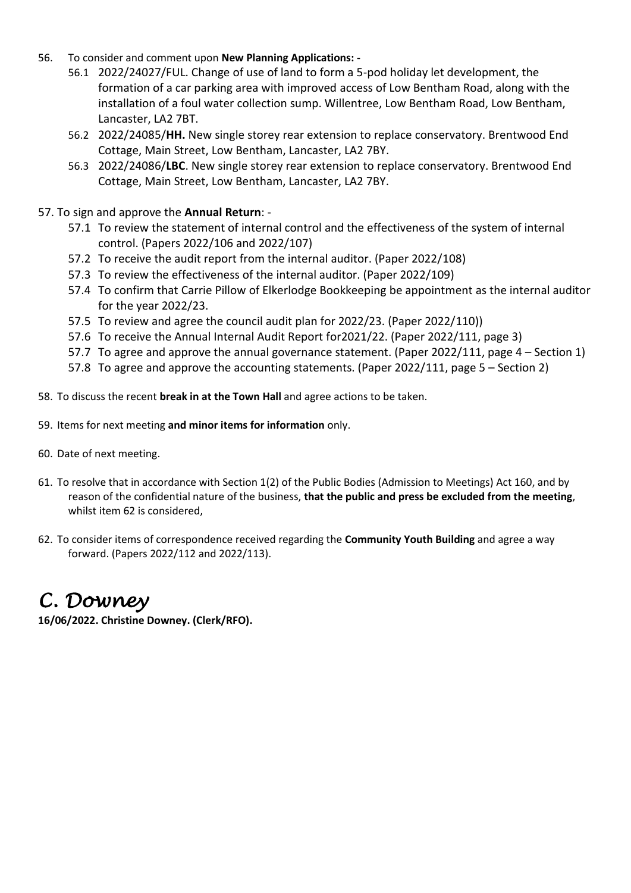56. To consider and comment upon **New Planning Applications: -**
    - 56.1 2022/24027/FUL. Change of use of land to form a 5-pod holiday let development, the formation of a car parking area with improved access of Low Bentham Road, along with the installation of a foul water collection sump. Willentree, Low Bentham Road, Low Bentham, Lancaster, LA2 7BT.
    - 56.2 2022/24085/**HH.** New single storey rear extension to replace conservatory. Brentwood End Cottage, Main Street, Low Bentham, Lancaster, LA2 7BY.
    - 56.3 2022/24086/**LBC**. New single storey rear extension to replace conservatory. Brentwood End Cottage, Main Street, Low Bentham, Lancaster, LA2 7BY.

57. To sign and approve the **Annual Return**: -
    - 57.1 To review the statement of internal control and the effectiveness of the system of internal control. (Papers 2022/106 and 2022/107)
    - 57.2 To receive the audit report from the internal auditor. (Paper 2022/108)
    - 57.3 To review the effectiveness of the internal auditor. (Paper 2022/109)
    - 57.4 To confirm that Carrie Pillow of Elkerlodge Bookkeeping be appointment as the internal auditor for the year 2022/23.
    - 57.5 To review and agree the council audit plan for 2022/23. (Paper 2022/110))
    - 57.6 To receive the Annual Internal Audit Report for2021/22. (Paper 2022/111, page 3)
    - 57.7 To agree and approve the annual governance statement. (Paper 2022/111, page 4 – Section 1)
    - 57.8 To agree and approve the accounting statements. (Paper 2022/111, page 5 – Section 2)

58. To discuss the recent **break in at the Town Hall** and agree actions to be taken.

59. Items for next meeting **and minor items for information** only.

60. Date of next meeting.

61. To resolve that in accordance with Section 1(2) of the Public Bodies (Admission to Meetings) Act 160, and by reason of the confidential nature of the business, **that the public and press be excluded from the meeting**, whilst item 62 is considered,

62. To consider items of correspondence received regarding the **Community Youth Building** and agree a way forward. (Papers 2022/112 and 2022/113).

*C. Downey*

**16/06/2022. Christine Downey. (Clerk/RFO).**